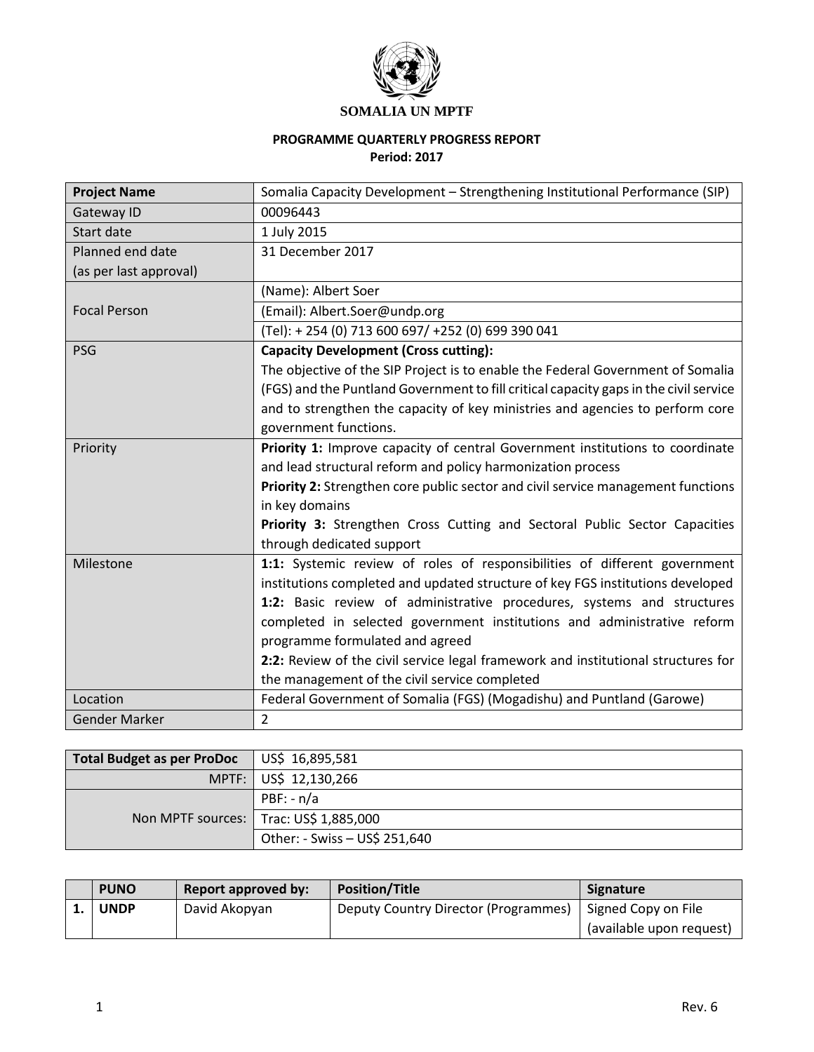**SOMALIA UN MPTF**

**PROGRAMME QUARTERLY PROGRESS REPORT**
**Period: 2017**

| **Project Name** | Somalia Capacity Development – Strengthening Institutional Performance (SIP) |
|---|---|
| Gateway ID | 00096443 |
| Start date | 1 July 2015 |
| Planned end date (as per last approval) | 31 December 2017 |
| Focal Person | (Name): Albert Soer |
| | (Email): Albert.Soer@undp.org |
| | (Tel): + 254 (0) 713 600 697/ +252 (0) 699 390 041 |
| PSG | **Capacity Development (Cross cutting):** The objective of the SIP Project is to enable the Federal Government of Somalia (FGS) and the Puntland Government to fill critical capacity gaps in the civil service and to strengthen the capacity of key ministries and agencies to perform core government functions. |
| Priority | **Priority 1:** Improve capacity of central Government institutions to coordinate and lead structural reform and policy harmonization process<br>**Priority 2:** Strengthen core public sector and civil service management functions in key domains<br>**Priority 3:** Strengthen Cross Cutting and Sectoral Public Sector Capacities through dedicated support |
| Milestone | **1:1:** Systemic review of roles of responsibilities of different government institutions completed and updated structure of key FGS institutions developed<br>**1:2:** Basic review of administrative procedures, systems and structures completed in selected government institutions and administrative reform programme formulated and agreed<br>**2:2:** Review of the civil service legal framework and institutional structures for the management of the civil service completed |
| Location | Federal Government of Somalia (FGS) (Mogadishu) and Puntland (Garowe) |
| Gender Marker | 2 |

| **Total Budget as per ProDoc** | US$ 16,895,581 |
|---|---|
| MPTF: | US$ 12,130,266 |
| Non MPTF sources: | PBF: - n/a |
| | Trac: US$ 1,885,000 |
| | Other: - Swiss – US$ 251,640 |

| | **PUNO** | **Report approved by:** | **Position/Title** | **Signature** |
|---|---|---|---|---|
| **1.** | **UNDP** | David Akopyan | Deputy Country Director (Programmes) | Signed Copy on File (available upon request) |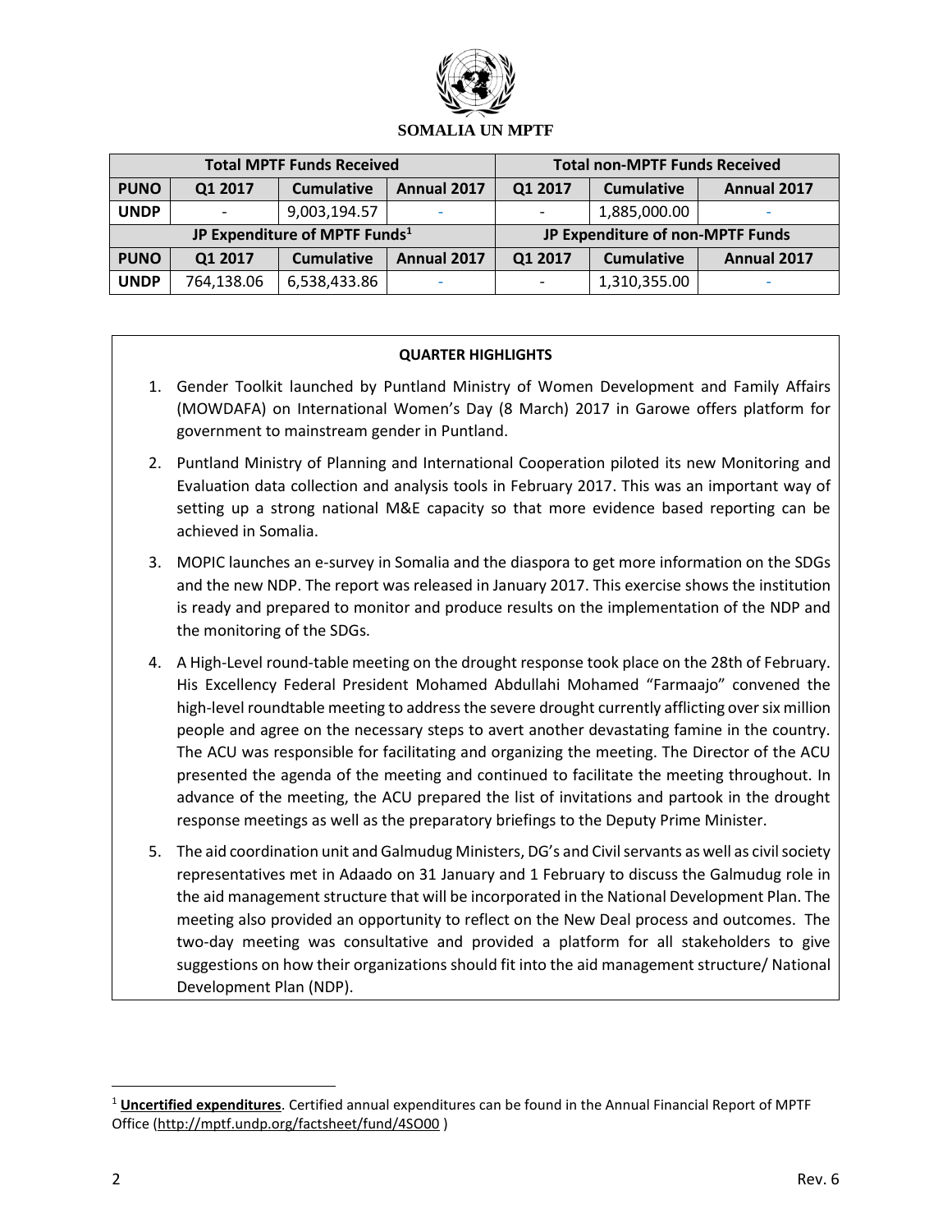**SOMALIA UN MPTF**

| Total MPTF Funds Received | | | | Total non-MPTF Funds Received | | |
|---|---|---|---|---|---|---|
| **PUNO** | **Q1 2017** | **Cumulative** | **Annual 2017** | **Q1 2017** | **Cumulative** | **Annual 2017** |
| **UNDP** | - | 9,003,194.57 | - | - | 1,885,000.00 | - |
| **JP Expenditure of MPTF Funds[1]** | | | | **JP Expenditure of non-MPTF Funds** | | |
| **PUNO** | **Q1 2017** | **Cumulative** | **Annual 2017** | **Q1 2017** | **Cumulative** | **Annual 2017** |
| **UNDP** | 764,138.06 | 6,538,433.86 | - | - | 1,310,355.00 | - |

**QUARTER HIGHLIGHTS**

1. Gender Toolkit launched by Puntland Ministry of Women Development and Family Affairs (MOWDAFA) on International Women's Day (8 March) 2017 in Garowe offers platform for government to mainstream gender in Puntland.
2. Puntland Ministry of Planning and International Cooperation piloted its new Monitoring and Evaluation data collection and analysis tools in February 2017. This was an important way of setting up a strong national M&E capacity so that more evidence based reporting can be achieved in Somalia.
3. MOPIC launches an e-survey in Somalia and the diaspora to get more information on the SDGs and the new NDP. The report was released in January 2017. This exercise shows the institution is ready and prepared to monitor and produce results on the implementation of the NDP and the monitoring of the SDGs.
4. A High-Level round-table meeting on the drought response took place on the 28th of February. His Excellency Federal President Mohamed Abdullahi Mohamed "Farmaajo" convened the high-level roundtable meeting to address the severe drought currently afflicting over six million people and agree on the necessary steps to avert another devastating famine in the country. The ACU was responsible for facilitating and organizing the meeting. The Director of the ACU presented the agenda of the meeting and continued to facilitate the meeting throughout. In advance of the meeting, the ACU prepared the list of invitations and partook in the drought response meetings as well as the preparatory briefings to the Deputy Prime Minister.
5. The aid coordination unit and Galmudug Ministers, DG's and Civil servants as well as civil society representatives met in Adaado on 31 January and 1 February to discuss the Galmudug role in the aid management structure that will be incorporated in the National Development Plan. The meeting also provided an opportunity to reflect on the New Deal process and outcomes. The two-day meeting was consultative and provided a platform for all stakeholders to give suggestions on how their organizations should fit into the aid management structure/ National Development Plan (NDP).

[1] **Uncertified expenditures**. Certified annual expenditures can be found in the Annual Financial Report of MPTF Office (http://mptf.undp.org/factsheet/fund/4SO00 )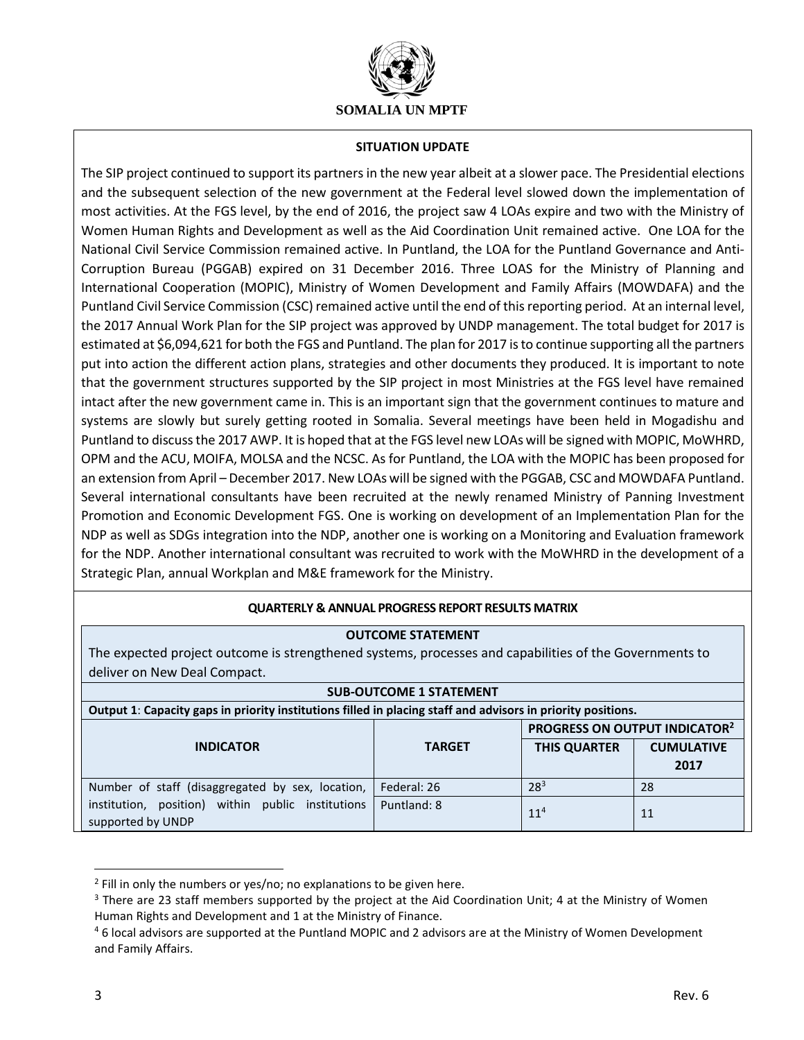**SOMALIA UN MPTF**

**SITUATION UPDATE**

The SIP project continued to support its partners in the new year albeit at a slower pace. The Presidential elections and the subsequent selection of the new government at the Federal level slowed down the implementation of most activities. At the FGS level, by the end of 2016, the project saw 4 LOAs expire and two with the Ministry of Women Human Rights and Development as well as the Aid Coordination Unit remained active. One LOA for the National Civil Service Commission remained active. In Puntland, the LOA for the Puntland Governance and Anti-Corruption Bureau (PGGAB) expired on 31 December 2016. Three LOAS for the Ministry of Planning and International Cooperation (MOPIC), Ministry of Women Development and Family Affairs (MOWDAFA) and the Puntland Civil Service Commission (CSC) remained active until the end of this reporting period. At an internal level, the 2017 Annual Work Plan for the SIP project was approved by UNDP management. The total budget for 2017 is estimated at $6,094,621 for both the FGS and Puntland. The plan for 2017 is to continue supporting all the partners put into action the different action plans, strategies and other documents they produced. It is important to note that the government structures supported by the SIP project in most Ministries at the FGS level have remained intact after the new government came in. This is an important sign that the government continues to mature and systems are slowly but surely getting rooted in Somalia. Several meetings have been held in Mogadishu and Puntland to discuss the 2017 AWP. It is hoped that at the FGS level new LOAs will be signed with MOPIC, MoWHRD, OPM and the ACU, MOIFA, MOLSA and the NCSC. As for Puntland, the LOA with the MOPIC has been proposed for an extension from April – December 2017. New LOAs will be signed with the PGGAB, CSC and MOWDAFA Puntland. Several international consultants have been recruited at the newly renamed Ministry of Panning Investment Promotion and Economic Development FGS. One is working on development of an Implementation Plan for the NDP as well as SDGs integration into the NDP, another one is working on a Monitoring and Evaluation framework for the NDP. Another international consultant was recruited to work with the MoWHRD in the development of a Strategic Plan, annual Workplan and M&E framework for the Ministry.

**QUARTERLY & ANNUAL PROGRESS REPORT RESULTS MATRIX**

| **OUTCOME STATEMENT** | | | |
|---|---|---|---|
| The expected project outcome is strengthened systems, processes and capabilities of the Governments to deliver on New Deal Compact. | | | |
| **SUB-OUTCOME 1 STATEMENT** | | | |
| **Output 1**: **Capacity gaps in priority institutions filled in placing staff and advisors in priority positions.** | | | |
| **INDICATOR** | **TARGET** | **PROGRESS ON OUTPUT INDICATOR[2]** | |
| | | **THIS QUARTER** | **CUMULATIVE 2017** |
| Number of staff (disaggregated by sex, location, institution, position) within public institutions supported by UNDP | Federal: 26 | 28[3] | 28 |
| | Puntland: 8 | 11[4] | 11 |

[2] Fill in only the numbers or yes/no; no explanations to be given here.

[3] There are 23 staff members supported by the project at the Aid Coordination Unit; 4 at the Ministry of Women Human Rights and Development and 1 at the Ministry of Finance.

[4] 6 local advisors are supported at the Puntland MOPIC and 2 advisors are at the Ministry of Women Development and Family Affairs.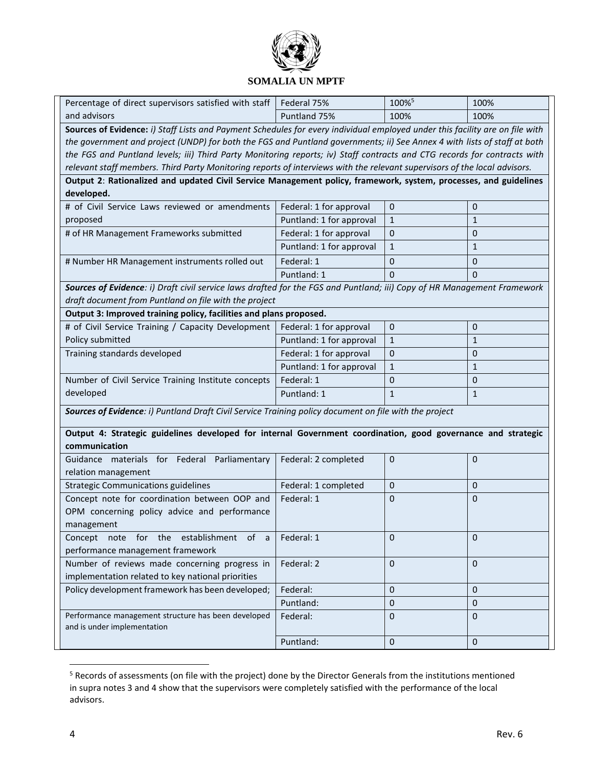| | | | |
|---|---|---|---|
| Percentage of direct supervisors satisfied with staff and advisors | Federal 75% | 100%[5] | 100% |
| | Puntland 75% | 100% | 100% |
| **Sources of Evidence:** *i) Staff Lists and Payment Schedules for every individual employed under this facility are on file with the government and project (UNDP) for both the FGS and Puntland governments; ii) See Annex 4 with lists of staff at both the FGS and Puntland levels; iii) Third Party Monitoring reports; iv) Staff contracts and CTG records for contracts with relevant staff members. Third Party Monitoring reports of interviews with the relevant supervisors of the local advisors.* | | | |
| **Output 2**: **Rationalized and updated Civil Service Management policy, framework, system, processes, and guidelines developed.** | | | |
| # of Civil Service Laws reviewed or amendments proposed | Federal: 1 for approval | 0 | 0 |
| | Puntland: 1 for approval | 1 | 1 |
| # of HR Management Frameworks submitted | Federal: 1 for approval | 0 | 0 |
| | Puntland: 1 for approval | 1 | 1 |
| # Number HR Management instruments rolled out | Federal: 1 | 0 | 0 |
| | Puntland: 1 | 0 | 0 |
| ***Sources of Evidence**: i) Draft civil service laws drafted for the FGS and Puntland; iii) Copy of HR Management Framework draft document from Puntland on file with the project* | | | |
| **Output 3: Improved training policy, facilities and plans proposed.** | | | |
| # of Civil Service Training / Capacity Development Policy submitted | Federal: 1 for approval | 0 | 0 |
| | Puntland: 1 for approval | 1 | 1 |
| Training standards developed | Federal: 1 for approval | 0 | 0 |
| | Puntland: 1 for approval | 1 | 1 |
| Number of Civil Service Training Institute concepts developed | Federal: 1 | 0 | 0 |
| | Puntland: 1 | 1 | 1 |
| ***Sources of Evidence**: i) Puntland Draft Civil Service Training policy document on file with the project* | | | |
| **Output 4: Strategic guidelines developed for internal Government coordination, good governance and strategic communication** | | | |
| Guidance materials for Federal Parliamentary relation management | Federal: 2 completed | 0 | 0 |
| Strategic Communications guidelines | Federal: 1 completed | 0 | 0 |
| Concept note for coordination between OOP and OPM concerning policy advice and performance management | Federal: 1 | 0 | 0 |
| Concept note for the establishment of a performance management framework | Federal: 1 | 0 | 0 |
| Number of reviews made concerning progress in implementation related to key national priorities | Federal: 2 | 0 | 0 |
| Policy development framework has been developed; | Federal: | 0 | 0 |
| | Puntland: | 0 | 0 |
| Performance management structure has been developed and is under implementation | Federal: | 0 | 0 |
| | Puntland: | 0 | 0 |

[5] Records of assessments (on file with the project) done by the Director Generals from the institutions mentioned in supra notes 3 and 4 show that the supervisors were completely satisfied with the performance of the local advisors.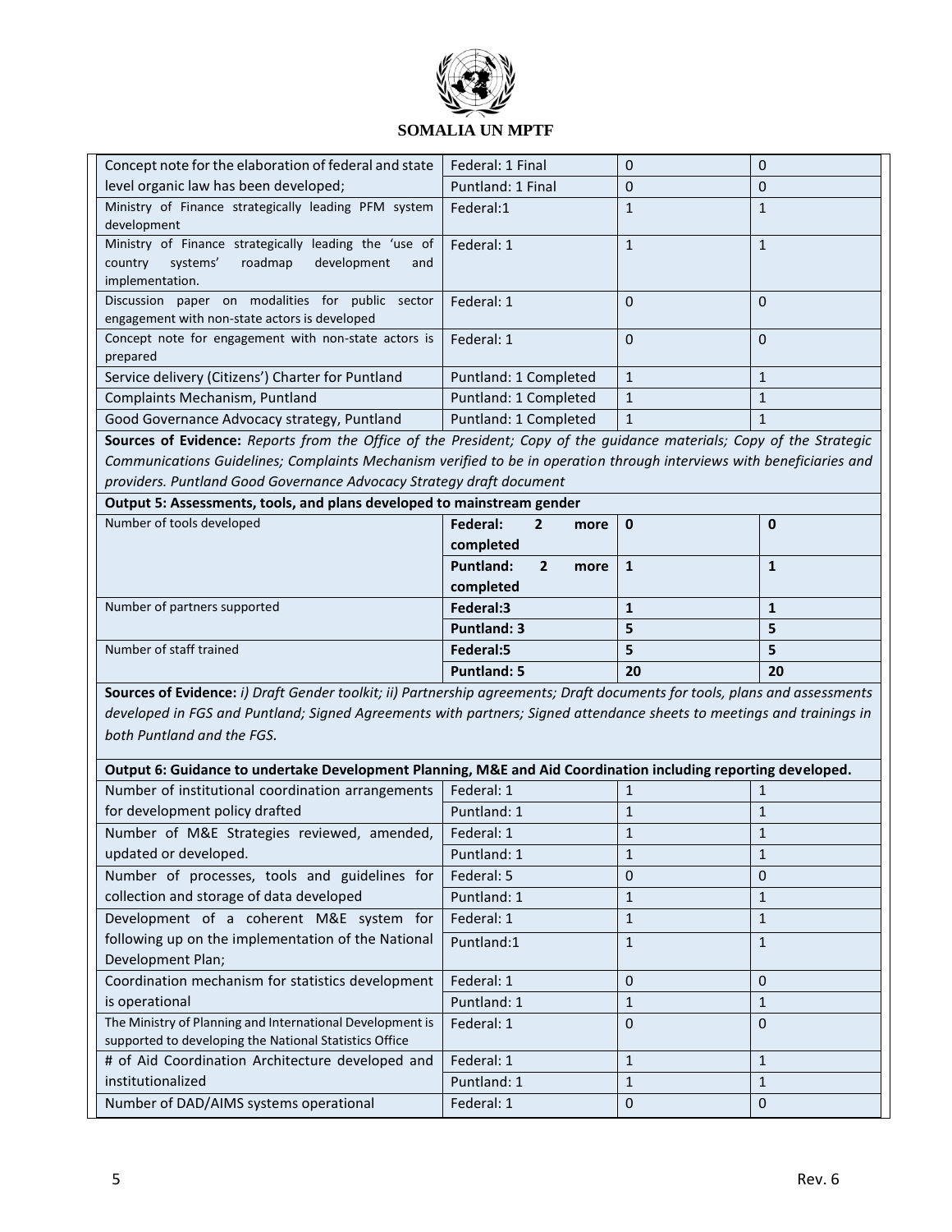| | | | |
|---|---|---|---|
| Concept note for the elaboration of federal and state level organic law has been developed; | Federal: 1 Final | 0 | 0 |
| | Puntland: 1 Final | 0 | 0 |
| Ministry of Finance strategically leading PFM system development | Federal:1 | 1 | 1 |
| Ministry of Finance strategically leading the 'use of country systems' roadmap development and implementation. | Federal: 1 | 1 | 1 |
| Discussion paper on modalities for public sector engagement with non-state actors is developed | Federal: 1 | 0 | 0 |
| Concept note for engagement with non-state actors is prepared | Federal: 1 | 0 | 0 |
| Service delivery (Citizens') Charter for Puntland | Puntland: 1 Completed | 1 | 1 |
| Complaints Mechanism, Puntland | Puntland: 1 Completed | 1 | 1 |
| Good Governance Advocacy strategy, Puntland | Puntland: 1 Completed | 1 | 1 |
| **Sources of Evidence:** *Reports from the Office of the President; Copy of the guidance materials; Copy of the Strategic Communications Guidelines; Complaints Mechanism verified to be in operation through interviews with beneficiaries and providers. Puntland Good Governance Advocacy Strategy draft document* | | | |
| **Output 5: Assessments, tools, and plans developed to mainstream gender** | | | |
| Number of tools developed | **Federal: 2 more completed** | **0** | **0** |
| | **Puntland: 2 more completed** | **1** | **1** |
| Number of partners supported | **Federal:3** | **1** | **1** |
| | **Puntland: 3** | **5** | **5** |
| Number of staff trained | **Federal:5** | **5** | **5** |
| | **Puntland: 5** | **20** | **20** |
| **Sources of Evidence:** *i) Draft Gender toolkit; ii) Partnership agreements; Draft documents for tools, plans and assessments developed in FGS and Puntland; Signed Agreements with partners; Signed attendance sheets to meetings and trainings in both Puntland and the FGS.* | | | |
| **Output 6: Guidance to undertake Development Planning, M&E and Aid Coordination including reporting developed.** | | | |
| Number of institutional coordination arrangements for development policy drafted | Federal: 1 | 1 | 1 |
| | Puntland: 1 | 1 | 1 |
| Number of M&E Strategies reviewed, amended, updated or developed. | Federal: 1 | 1 | 1 |
| | Puntland: 1 | 1 | 1 |
| Number of processes, tools and guidelines for collection and storage of data developed | Federal: 5 | 0 | 0 |
| | Puntland: 1 | 1 | 1 |
| Development of a coherent M&E system for following up on the implementation of the National Development Plan; | Federal: 1 | 1 | 1 |
| | Puntland:1 | 1 | 1 |
| Coordination mechanism for statistics development is operational | Federal: 1 | 0 | 0 |
| | Puntland: 1 | 1 | 1 |
| The Ministry of Planning and International Development is supported to developing the National Statistics Office | Federal: 1 | 0 | 0 |
| # of Aid Coordination Architecture developed and institutionalized | Federal: 1 | 1 | 1 |
| | Puntland: 1 | 1 | 1 |
| Number of DAD/AIMS systems operational | Federal: 1 | 0 | 0 |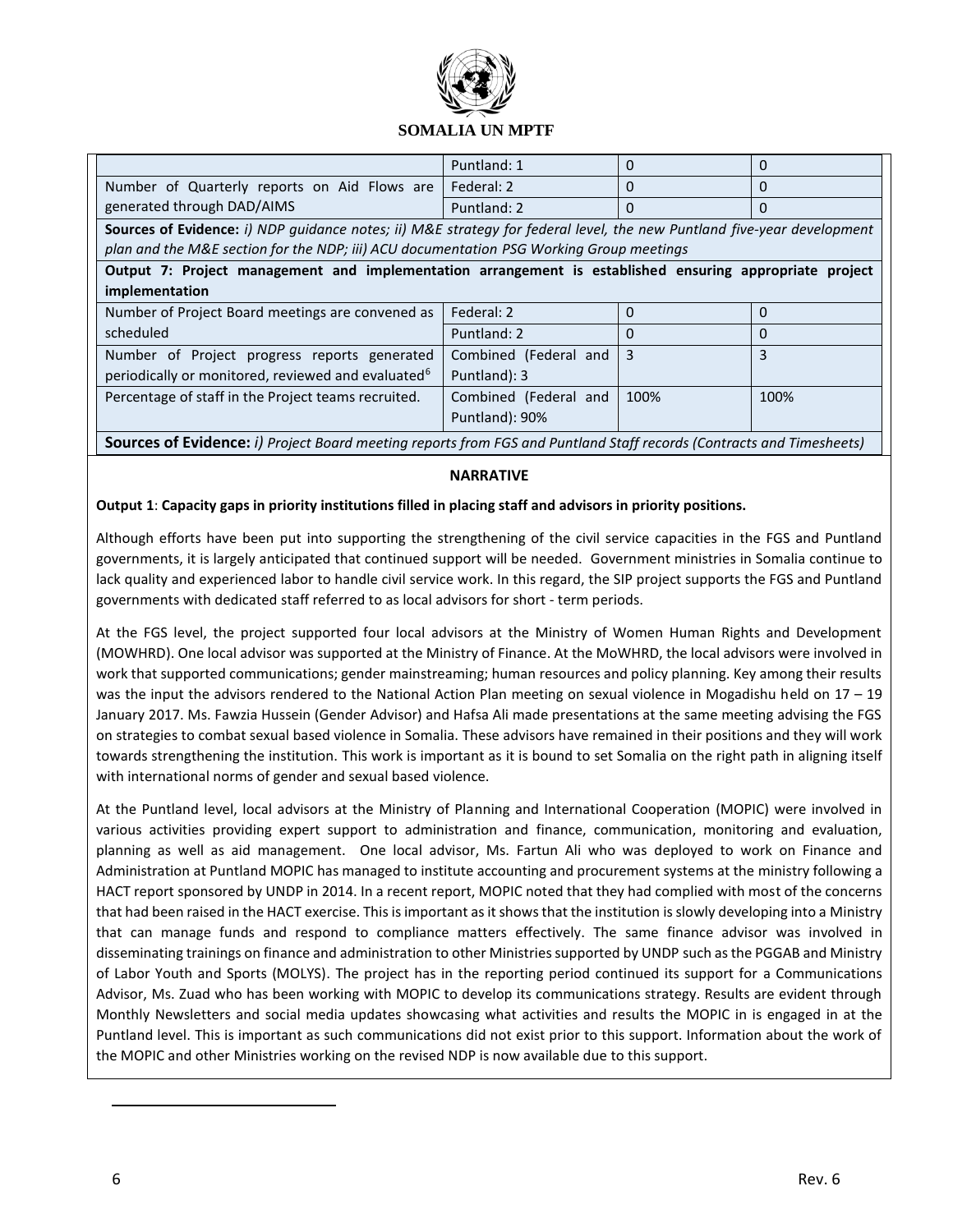| | Puntland: 1 | 0 | 0 |
|---|---|---|---|
| Number of Quarterly reports on Aid Flows are generated through DAD/AIMS | Federal: 2 | 0 | 0 |
| | Puntland: 2 | 0 | 0 |
| **Sources of Evidence:** *i) NDP guidance notes; ii) M&E strategy for federal level, the new Puntland five-year development plan and the M&E section for the NDP; iii) ACU documentation PSG Working Group meetings* | | | |
| **Output 7: Project management and implementation arrangement is established ensuring appropriate project implementation** | | | |
| Number of Project Board meetings are convened as scheduled | Federal: 2 | 0 | 0 |
| | Puntland: 2 | 0 | 0 |
| Number of Project progress reports generated periodically or monitored, reviewed and evaluated[6] | Combined (Federal and Puntland): 3 | 3 | 3 |
| Percentage of staff in the Project teams recruited. | Combined (Federal and Puntland): 90% | 100% | 100% |
| **Sources of Evidence:** *i) Project Board meeting reports from FGS and Puntland Staff records (Contracts and Timesheets)* | | | |

**NARRATIVE**

**Output 1**: **Capacity gaps in priority institutions filled in placing staff and advisors in priority positions.**

Although efforts have been put into supporting the strengthening of the civil service capacities in the FGS and Puntland governments, it is largely anticipated that continued support will be needed. Government ministries in Somalia continue to lack quality and experienced labor to handle civil service work. In this regard, the SIP project supports the FGS and Puntland governments with dedicated staff referred to as local advisors for short - term periods.

At the FGS level, the project supported four local advisors at the Ministry of Women Human Rights and Development (MOWHRD). One local advisor was supported at the Ministry of Finance. At the MoWHRD, the local advisors were involved in work that supported communications; gender mainstreaming; human resources and policy planning. Key among their results was the input the advisors rendered to the National Action Plan meeting on sexual violence in Mogadishu held on 17 – 19 January 2017. Ms. Fawzia Hussein (Gender Advisor) and Hafsa Ali made presentations at the same meeting advising the FGS on strategies to combat sexual based violence in Somalia. These advisors have remained in their positions and they will work towards strengthening the institution. This work is important as it is bound to set Somalia on the right path in aligning itself with international norms of gender and sexual based violence.

At the Puntland level, local advisors at the Ministry of Planning and International Cooperation (MOPIC) were involved in various activities providing expert support to administration and finance, communication, monitoring and evaluation, planning as well as aid management. One local advisor, Ms. Fartun Ali who was deployed to work on Finance and Administration at Puntland MOPIC has managed to institute accounting and procurement systems at the ministry following a HACT report sponsored by UNDP in 2014. In a recent report, MOPIC noted that they had complied with most of the concerns that had been raised in the HACT exercise. This is important as it shows that the institution is slowly developing into a Ministry that can manage funds and respond to compliance matters effectively. The same finance advisor was involved in disseminating trainings on finance and administration to other Ministries supported by UNDP such as the PGGAB and Ministry of Labor Youth and Sports (MOLYS). The project has in the reporting period continued its support for a Communications Advisor, Ms. Zuad who has been working with MOPIC to develop its communications strategy. Results are evident through Monthly Newsletters and social media updates showcasing what activities and results the MOPIC in is engaged in at the Puntland level. This is important as such communications did not exist prior to this support. Information about the work of the MOPIC and other Ministries working on the revised NDP is now available due to this support.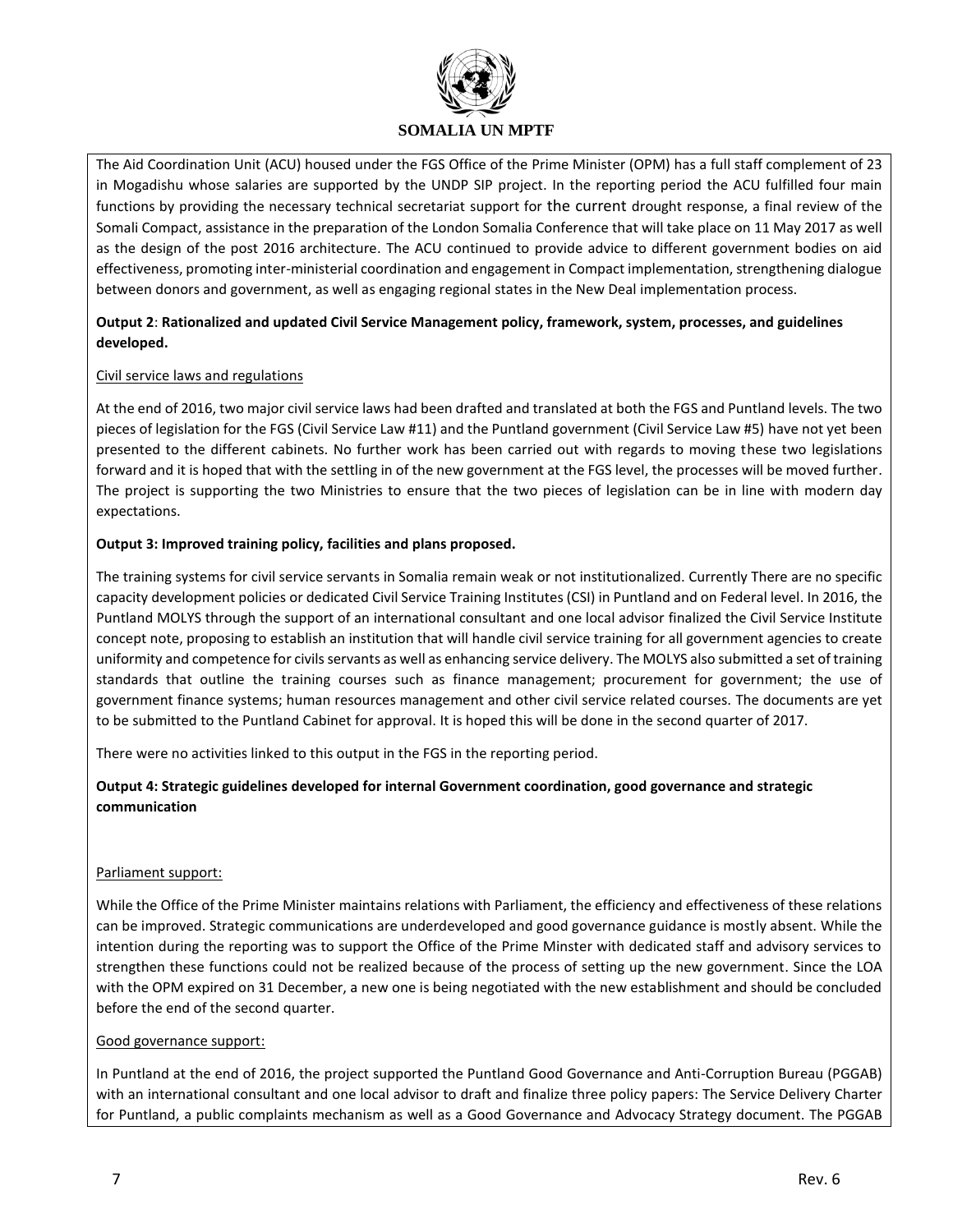The Aid Coordination Unit (ACU) housed under the FGS Office of the Prime Minister (OPM) has a full staff complement of 23 in Mogadishu whose salaries are supported by the UNDP SIP project. In the reporting period the ACU fulfilled four main functions by providing the necessary technical secretariat support for the current drought response, a final review of the Somali Compact, assistance in the preparation of the London Somalia Conference that will take place on 11 May 2017 as well as the design of the post 2016 architecture. The ACU continued to provide advice to different government bodies on aid effectiveness, promoting inter-ministerial coordination and engagement in Compact implementation, strengthening dialogue between donors and government, as well as engaging regional states in the New Deal implementation process.

**Output 2**: **Rationalized and updated Civil Service Management policy, framework, system, processes, and guidelines developed.**

Civil service laws and regulations

At the end of 2016, two major civil service laws had been drafted and translated at both the FGS and Puntland levels. The two pieces of legislation for the FGS (Civil Service Law #11) and the Puntland government (Civil Service Law #5) have not yet been presented to the different cabinets. No further work has been carried out with regards to moving these two legislations forward and it is hoped that with the settling in of the new government at the FGS level, the processes will be moved further. The project is supporting the two Ministries to ensure that the two pieces of legislation can be in line with modern day expectations.

**Output 3: Improved training policy, facilities and plans proposed.**

The training systems for civil service servants in Somalia remain weak or not institutionalized. Currently There are no specific capacity development policies or dedicated Civil Service Training Institutes (CSI) in Puntland and on Federal level. In 2016, the Puntland MOLYS through the support of an international consultant and one local advisor finalized the Civil Service Institute concept note, proposing to establish an institution that will handle civil service training for all government agencies to create uniformity and competence for civils servants as well as enhancing service delivery. The MOLYS also submitted a set of training standards that outline the training courses such as finance management; procurement for government; the use of government finance systems; human resources management and other civil service related courses. The documents are yet to be submitted to the Puntland Cabinet for approval. It is hoped this will be done in the second quarter of 2017.

There were no activities linked to this output in the FGS in the reporting period.

**Output 4: Strategic guidelines developed for internal Government coordination, good governance and strategic communication**

Parliament support:

While the Office of the Prime Minister maintains relations with Parliament, the efficiency and effectiveness of these relations can be improved. Strategic communications are underdeveloped and good governance guidance is mostly absent. While the intention during the reporting was to support the Office of the Prime Minster with dedicated staff and advisory services to strengthen these functions could not be realized because of the process of setting up the new government. Since the LOA with the OPM expired on 31 December, a new one is being negotiated with the new establishment and should be concluded before the end of the second quarter.

Good governance support:

In Puntland at the end of 2016, the project supported the Puntland Good Governance and Anti-Corruption Bureau (PGGAB) with an international consultant and one local advisor to draft and finalize three policy papers: The Service Delivery Charter for Puntland, a public complaints mechanism as well as a Good Governance and Advocacy Strategy document. The PGGAB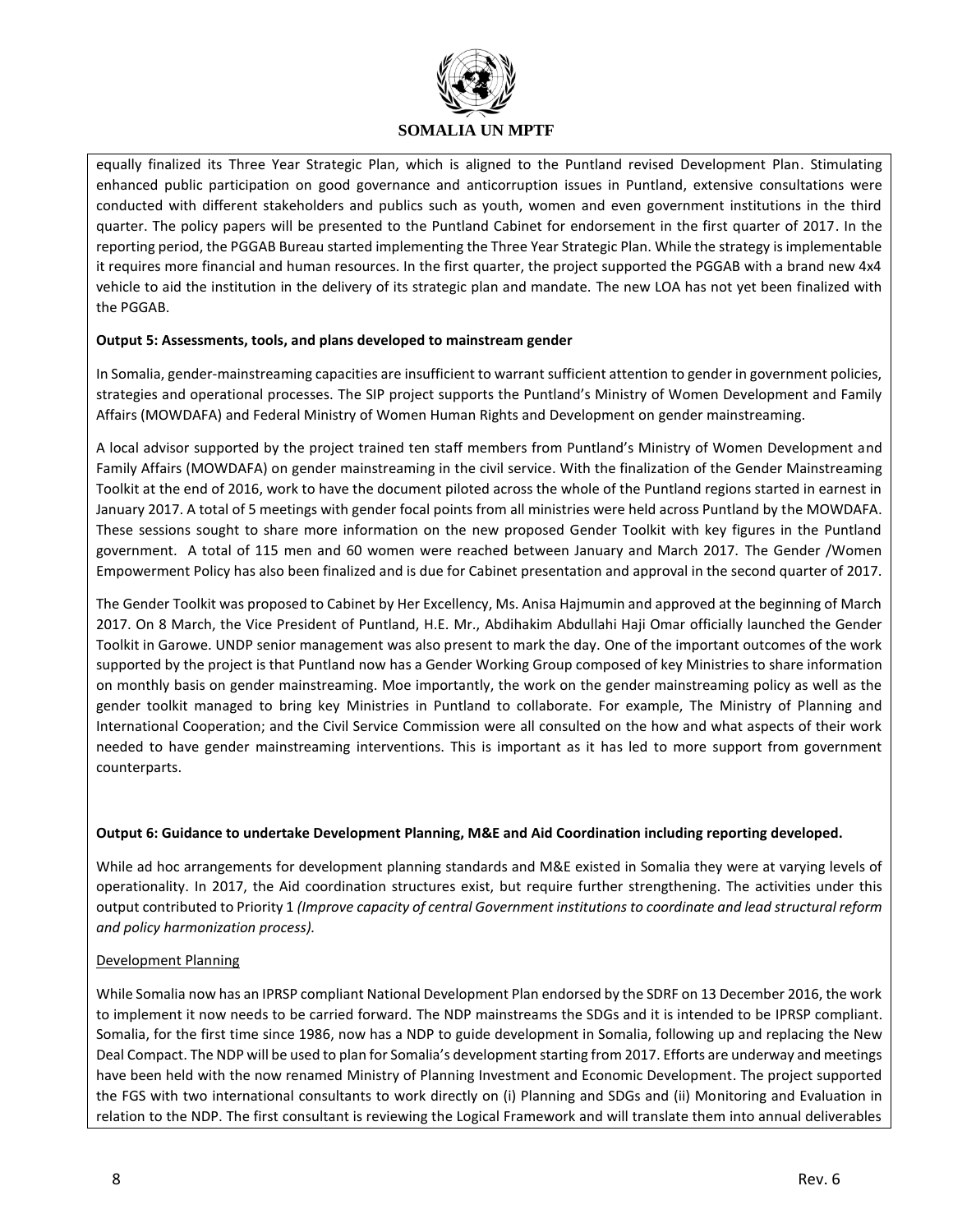equally finalized its Three Year Strategic Plan, which is aligned to the Puntland revised Development Plan. Stimulating enhanced public participation on good governance and anticorruption issues in Puntland, extensive consultations were conducted with different stakeholders and publics such as youth, women and even government institutions in the third quarter. The policy papers will be presented to the Puntland Cabinet for endorsement in the first quarter of 2017. In the reporting period, the PGGAB Bureau started implementing the Three Year Strategic Plan. While the strategy is implementable it requires more financial and human resources. In the first quarter, the project supported the PGGAB with a brand new 4x4 vehicle to aid the institution in the delivery of its strategic plan and mandate. The new LOA has not yet been finalized with the PGGAB.

**Output 5: Assessments, tools, and plans developed to mainstream gender**

In Somalia, gender-mainstreaming capacities are insufficient to warrant sufficient attention to gender in government policies, strategies and operational processes. The SIP project supports the Puntland's Ministry of Women Development and Family Affairs (MOWDAFA) and Federal Ministry of Women Human Rights and Development on gender mainstreaming.

A local advisor supported by the project trained ten staff members from Puntland's Ministry of Women Development and Family Affairs (MOWDAFA) on gender mainstreaming in the civil service. With the finalization of the Gender Mainstreaming Toolkit at the end of 2016, work to have the document piloted across the whole of the Puntland regions started in earnest in January 2017. A total of 5 meetings with gender focal points from all ministries were held across Puntland by the MOWDAFA. These sessions sought to share more information on the new proposed Gender Toolkit with key figures in the Puntland government. A total of 115 men and 60 women were reached between January and March 2017. The Gender /Women Empowerment Policy has also been finalized and is due for Cabinet presentation and approval in the second quarter of 2017.

The Gender Toolkit was proposed to Cabinet by Her Excellency, Ms. Anisa Hajmumin and approved at the beginning of March 2017. On 8 March, the Vice President of Puntland, H.E. Mr., Abdihakim Abdullahi Haji Omar officially launched the Gender Toolkit in Garowe. UNDP senior management was also present to mark the day. One of the important outcomes of the work supported by the project is that Puntland now has a Gender Working Group composed of key Ministries to share information on monthly basis on gender mainstreaming. Moe importantly, the work on the gender mainstreaming policy as well as the gender toolkit managed to bring key Ministries in Puntland to collaborate. For example, The Ministry of Planning and International Cooperation; and the Civil Service Commission were all consulted on the how and what aspects of their work needed to have gender mainstreaming interventions. This is important as it has led to more support from government counterparts.

**Output 6: Guidance to undertake Development Planning, M&E and Aid Coordination including reporting developed.**

While ad hoc arrangements for development planning standards and M&E existed in Somalia they were at varying levels of operationality. In 2017, the Aid coordination structures exist, but require further strengthening. The activities under this output contributed to Priority 1 *(Improve capacity of central Government institutions to coordinate and lead structural reform and policy harmonization process).*

Development Planning

While Somalia now has an IPRSP compliant National Development Plan endorsed by the SDRF on 13 December 2016, the work to implement it now needs to be carried forward. The NDP mainstreams the SDGs and it is intended to be IPRSP compliant. Somalia, for the first time since 1986, now has a NDP to guide development in Somalia, following up and replacing the New Deal Compact. The NDP will be used to plan for Somalia's development starting from 2017. Efforts are underway and meetings have been held with the now renamed Ministry of Planning Investment and Economic Development. The project supported the FGS with two international consultants to work directly on (i) Planning and SDGs and (ii) Monitoring and Evaluation in relation to the NDP. The first consultant is reviewing the Logical Framework and will translate them into annual deliverables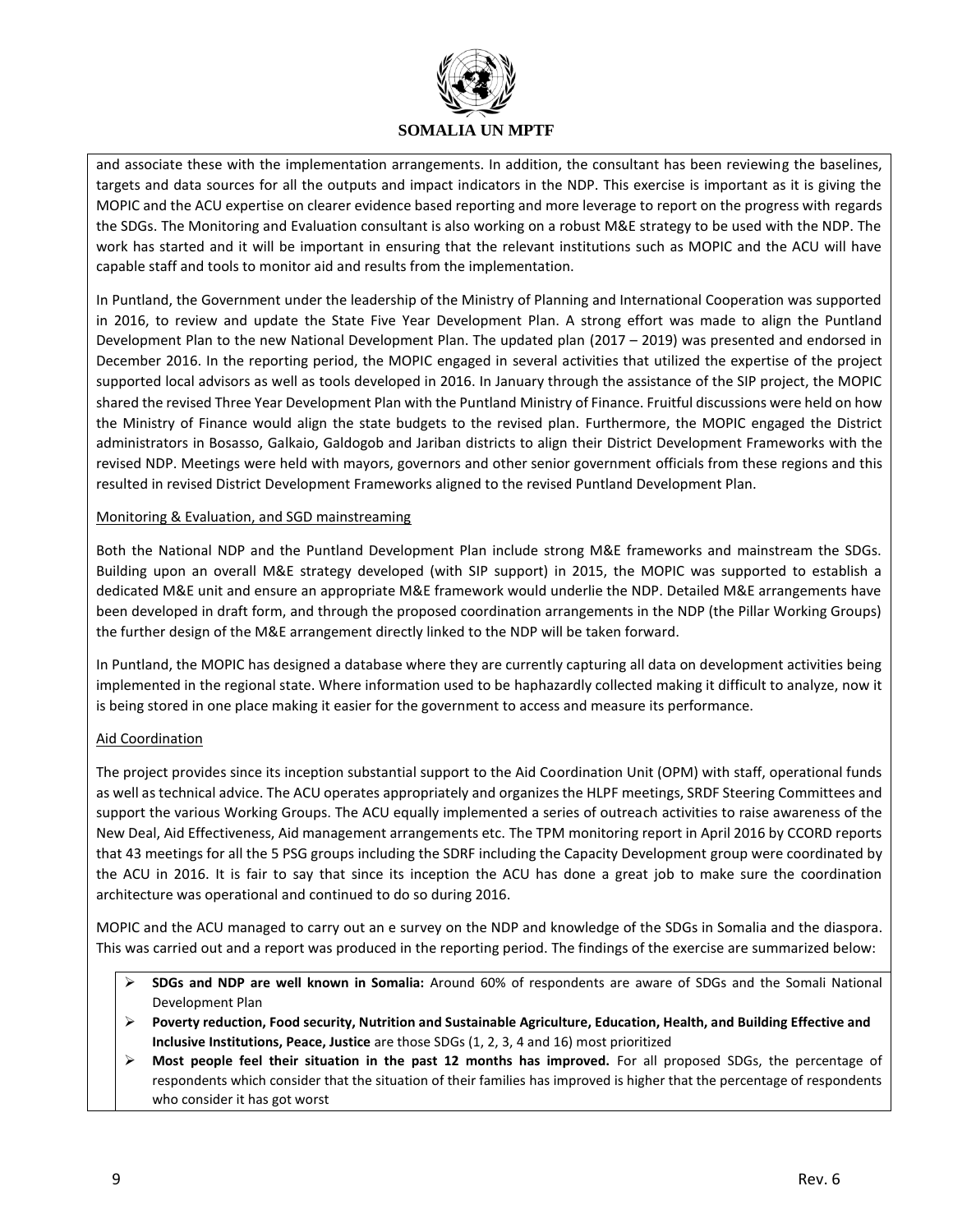and associate these with the implementation arrangements. In addition, the consultant has been reviewing the baselines, targets and data sources for all the outputs and impact indicators in the NDP. This exercise is important as it is giving the MOPIC and the ACU expertise on clearer evidence based reporting and more leverage to report on the progress with regards the SDGs. The Monitoring and Evaluation consultant is also working on a robust M&E strategy to be used with the NDP. The work has started and it will be important in ensuring that the relevant institutions such as MOPIC and the ACU will have capable staff and tools to monitor aid and results from the implementation.

In Puntland, the Government under the leadership of the Ministry of Planning and International Cooperation was supported in 2016, to review and update the State Five Year Development Plan. A strong effort was made to align the Puntland Development Plan to the new National Development Plan. The updated plan (2017 – 2019) was presented and endorsed in December 2016. In the reporting period, the MOPIC engaged in several activities that utilized the expertise of the project supported local advisors as well as tools developed in 2016. In January through the assistance of the SIP project, the MOPIC shared the revised Three Year Development Plan with the Puntland Ministry of Finance. Fruitful discussions were held on how the Ministry of Finance would align the state budgets to the revised plan. Furthermore, the MOPIC engaged the District administrators in Bosasso, Galkaio, Galdogob and Jariban districts to align their District Development Frameworks with the revised NDP. Meetings were held with mayors, governors and other senior government officials from these regions and this resulted in revised District Development Frameworks aligned to the revised Puntland Development Plan.

Monitoring & Evaluation, and SGD mainstreaming

Both the National NDP and the Puntland Development Plan include strong M&E frameworks and mainstream the SDGs. Building upon an overall M&E strategy developed (with SIP support) in 2015, the MOPIC was supported to establish a dedicated M&E unit and ensure an appropriate M&E framework would underlie the NDP. Detailed M&E arrangements have been developed in draft form, and through the proposed coordination arrangements in the NDP (the Pillar Working Groups) the further design of the M&E arrangement directly linked to the NDP will be taken forward.

In Puntland, the MOPIC has designed a database where they are currently capturing all data on development activities being implemented in the regional state. Where information used to be haphazardly collected making it difficult to analyze, now it is being stored in one place making it easier for the government to access and measure its performance.

Aid Coordination

The project provides since its inception substantial support to the Aid Coordination Unit (OPM) with staff, operational funds as well as technical advice. The ACU operates appropriately and organizes the HLPF meetings, SRDF Steering Committees and support the various Working Groups. The ACU equally implemented a series of outreach activities to raise awareness of the New Deal, Aid Effectiveness, Aid management arrangements etc. The TPM monitoring report in April 2016 by CCORD reports that 43 meetings for all the 5 PSG groups including the SDRF including the Capacity Development group were coordinated by the ACU in 2016. It is fair to say that since its inception the ACU has done a great job to make sure the coordination architecture was operational and continued to do so during 2016.

MOPIC and the ACU managed to carry out an e survey on the NDP and knowledge of the SDGs in Somalia and the diaspora. This was carried out and a report was produced in the reporting period. The findings of the exercise are summarized below:

- **SDGs and NDP are well known in Somalia:** Around 60% of respondents are aware of SDGs and the Somali National Development Plan
- **Poverty reduction, Food security, Nutrition and Sustainable Agriculture, Education, Health, and Building Effective and Inclusive Institutions, Peace, Justice** are those SDGs (1, 2, 3, 4 and 16) most prioritized
- **Most people feel their situation in the past 12 months has improved.** For all proposed SDGs, the percentage of respondents which consider that the situation of their families has improved is higher that the percentage of respondents who consider it has got worst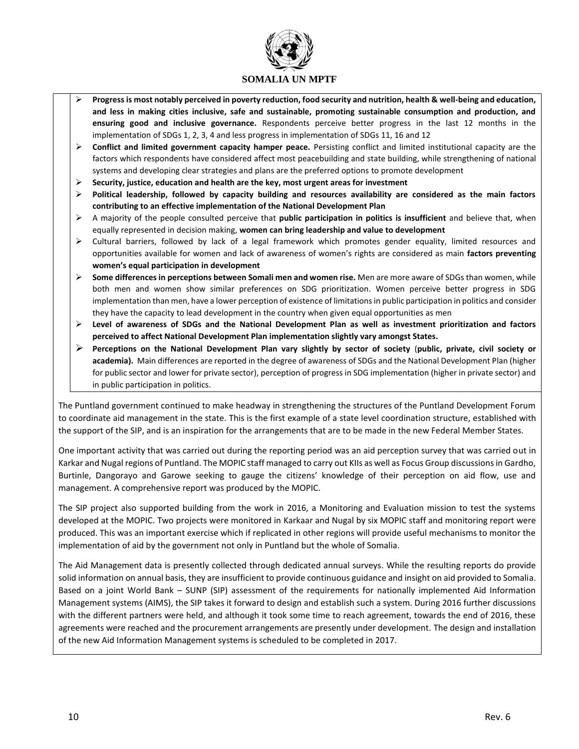- **Progress is most notably perceived in poverty reduction, food security and nutrition, health & well-being and education, and less in making cities inclusive, safe and sustainable, promoting sustainable consumption and production, and ensuring good and inclusive governance.** Respondents perceive better progress in the last 12 months in the implementation of SDGs 1, 2, 3, 4 and less progress in implementation of SDGs 11, 16 and 12
- **Conflict and limited government capacity hamper peace.** Persisting conflict and limited institutional capacity are the factors which respondents have considered affect most peacebuilding and state building, while strengthening of national systems and developing clear strategies and plans are the preferred options to promote development
- **Security, justice, education and health are the key, most urgent areas for investment**
- **Political leadership, followed by capacity building and resources availability are considered as the main factors contributing to an effective implementation of the National Development Plan**
- A majority of the people consulted perceive that **public participation in politics is insufficient** and believe that, when equally represented in decision making, **women can bring leadership and value to development**
- Cultural barriers, followed by lack of a legal framework which promotes gender equality, limited resources and opportunities available for women and lack of awareness of women's rights are considered as main **factors preventing women's equal participation in development**
- **Some differences in perceptions between Somali men and women rise.** Men are more aware of SDGs than women, while both men and women show similar preferences on SDG prioritization. Women perceive better progress in SDG implementation than men, have a lower perception of existence of limitations in public participation in politics and consider they have the capacity to lead development in the country when given equal opportunities as men
- **Level of awareness of SDGs and the National Development Plan as well as investment prioritization and factors perceived to affect National Development Plan implementation slightly vary amongst States.**
- **Perceptions on the National Development Plan vary slightly by sector of society** (**public, private, civil society or academia).** Main differences are reported in the degree of awareness of SDGs and the National Development Plan (higher for public sector and lower for private sector), perception of progress in SDG implementation (higher in private sector) and in public participation in politics.

The Puntland government continued to make headway in strengthening the structures of the Puntland Development Forum to coordinate aid management in the state. This is the first example of a state level coordination structure, established with the support of the SIP, and is an inspiration for the arrangements that are to be made in the new Federal Member States.

One important activity that was carried out during the reporting period was an aid perception survey that was carried out in Karkar and Nugal regions of Puntland. The MOPIC staff managed to carry out KIIs as well as Focus Group discussions in Gardho, Burtinle, Dangorayo and Garowe seeking to gauge the citizens' knowledge of their perception on aid flow, use and management. A comprehensive report was produced by the MOPIC.

The SIP project also supported building from the work in 2016, a Monitoring and Evaluation mission to test the systems developed at the MOPIC. Two projects were monitored in Karkaar and Nugal by six MOPIC staff and monitoring report were produced. This was an important exercise which if replicated in other regions will provide useful mechanisms to monitor the implementation of aid by the government not only in Puntland but the whole of Somalia.

The Aid Management data is presently collected through dedicated annual surveys. While the resulting reports do provide solid information on annual basis, they are insufficient to provide continuous guidance and insight on aid provided to Somalia. Based on a joint World Bank – SUNP (SIP) assessment of the requirements for nationally implemented Aid Information Management systems (AIMS), the SIP takes it forward to design and establish such a system. During 2016 further discussions with the different partners were held, and although it took some time to reach agreement, towards the end of 2016, these agreements were reached and the procurement arrangements are presently under development. The design and installation of the new Aid Information Management systems is scheduled to be completed in 2017.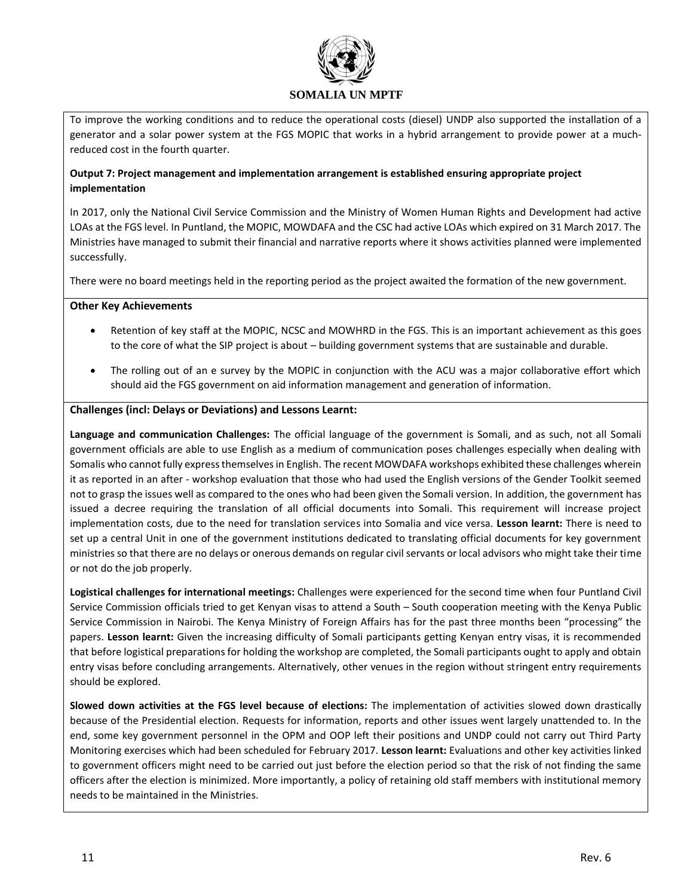To improve the working conditions and to reduce the operational costs (diesel) UNDP also supported the installation of a generator and a solar power system at the FGS MOPIC that works in a hybrid arrangement to provide power at a much-reduced cost in the fourth quarter.

**Output 7: Project management and implementation arrangement is established ensuring appropriate project implementation**

In 2017, only the National Civil Service Commission and the Ministry of Women Human Rights and Development had active LOAs at the FGS level. In Puntland, the MOPIC, MOWDAFA and the CSC had active LOAs which expired on 31 March 2017. The Ministries have managed to submit their financial and narrative reports where it shows activities planned were implemented successfully.

There were no board meetings held in the reporting period as the project awaited the formation of the new government.

**Other Key Achievements**

- Retention of key staff at the MOPIC, NCSC and MOWHRD in the FGS. This is an important achievement as this goes to the core of what the SIP project is about – building government systems that are sustainable and durable.
- The rolling out of an e survey by the MOPIC in conjunction with the ACU was a major collaborative effort which should aid the FGS government on aid information management and generation of information.

**Challenges (incl: Delays or Deviations) and Lessons Learnt:**

**Language and communication Challenges:** The official language of the government is Somali, and as such, not all Somali government officials are able to use English as a medium of communication poses challenges especially when dealing with Somalis who cannot fully express themselves in English. The recent MOWDAFA workshops exhibited these challenges wherein it as reported in an after - workshop evaluation that those who had used the English versions of the Gender Toolkit seemed not to grasp the issues well as compared to the ones who had been given the Somali version. In addition, the government has issued a decree requiring the translation of all official documents into Somali. This requirement will increase project implementation costs, due to the need for translation services into Somalia and vice versa. **Lesson learnt:** There is need to set up a central Unit in one of the government institutions dedicated to translating official documents for key government ministries so that there are no delays or onerous demands on regular civil servants or local advisors who might take their time or not do the job properly.

**Logistical challenges for international meetings:** Challenges were experienced for the second time when four Puntland Civil Service Commission officials tried to get Kenyan visas to attend a South – South cooperation meeting with the Kenya Public Service Commission in Nairobi. The Kenya Ministry of Foreign Affairs has for the past three months been "processing" the papers. **Lesson learnt:** Given the increasing difficulty of Somali participants getting Kenyan entry visas, it is recommended that before logistical preparations for holding the workshop are completed, the Somali participants ought to apply and obtain entry visas before concluding arrangements. Alternatively, other venues in the region without stringent entry requirements should be explored.

**Slowed down activities at the FGS level because of elections:** The implementation of activities slowed down drastically because of the Presidential election. Requests for information, reports and other issues went largely unattended to. In the end, some key government personnel in the OPM and OOP left their positions and UNDP could not carry out Third Party Monitoring exercises which had been scheduled for February 2017. **Lesson learnt:** Evaluations and other key activities linked to government officers might need to be carried out just before the election period so that the risk of not finding the same officers after the election is minimized. More importantly, a policy of retaining old staff members with institutional memory needs to be maintained in the Ministries.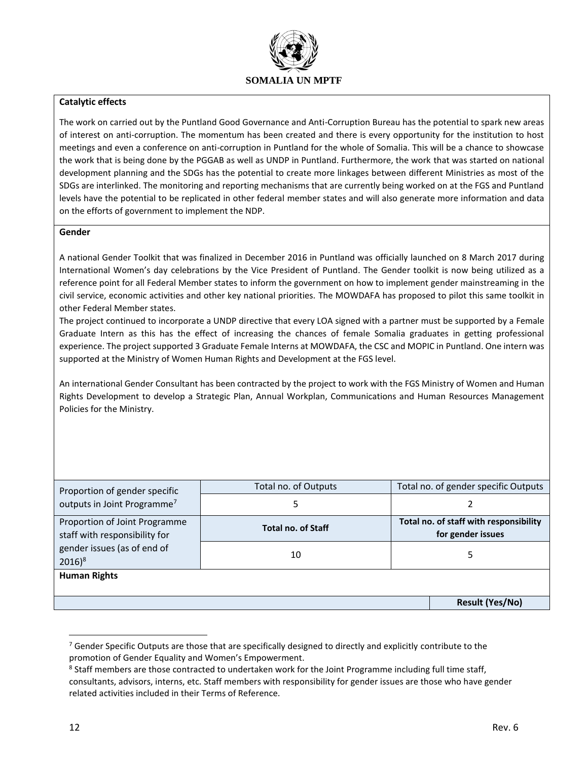**Catalytic effects**

The work on carried out by the Puntland Good Governance and Anti-Corruption Bureau has the potential to spark new areas of interest on anti-corruption. The momentum has been created and there is every opportunity for the institution to host meetings and even a conference on anti-corruption in Puntland for the whole of Somalia. This will be a chance to showcase the work that is being done by the PGGAB as well as UNDP in Puntland. Furthermore, the work that was started on national development planning and the SDGs has the potential to create more linkages between different Ministries as most of the SDGs are interlinked. The monitoring and reporting mechanisms that are currently being worked on at the FGS and Puntland levels have the potential to be replicated in other federal member states and will also generate more information and data on the efforts of government to implement the NDP.

**Gender**

A national Gender Toolkit that was finalized in December 2016 in Puntland was officially launched on 8 March 2017 during International Women's day celebrations by the Vice President of Puntland. The Gender toolkit is now being utilized as a reference point for all Federal Member states to inform the government on how to implement gender mainstreaming in the civil service, economic activities and other key national priorities. The MOWDAFA has proposed to pilot this same toolkit in other Federal Member states.

The project continued to incorporate a UNDP directive that every LOA signed with a partner must be supported by a Female Graduate Intern as this has the effect of increasing the chances of female Somalia graduates in getting professional experience. The project supported 3 Graduate Female Interns at MOWDAFA, the CSC and MOPIC in Puntland. One intern was supported at the Ministry of Women Human Rights and Development at the FGS level.

An international Gender Consultant has been contracted by the project to work with the FGS Ministry of Women and Human Rights Development to develop a Strategic Plan, Annual Workplan, Communications and Human Resources Management Policies for the Ministry.

| | Total no. of Outputs | Total no. of gender specific Outputs |
|---|---|---|
| Proportion of gender specific outputs in Joint Programme[7] | 5 | 2 |
| Proportion of Joint Programme staff with responsibility for gender issues (as of end of 2016)[8] | **Total no. of Staff** | **Total no. of staff with responsibility for gender issues** |
| | 10 | 5 |

**Human Rights**

| | **Result (Yes/No)** |
|---|---|

[7] Gender Specific Outputs are those that are specifically designed to directly and explicitly contribute to the promotion of Gender Equality and Women's Empowerment.

[8] Staff members are those contracted to undertaken work for the Joint Programme including full time staff, consultants, advisors, interns, etc. Staff members with responsibility for gender issues are those who have gender related activities included in their Terms of Reference.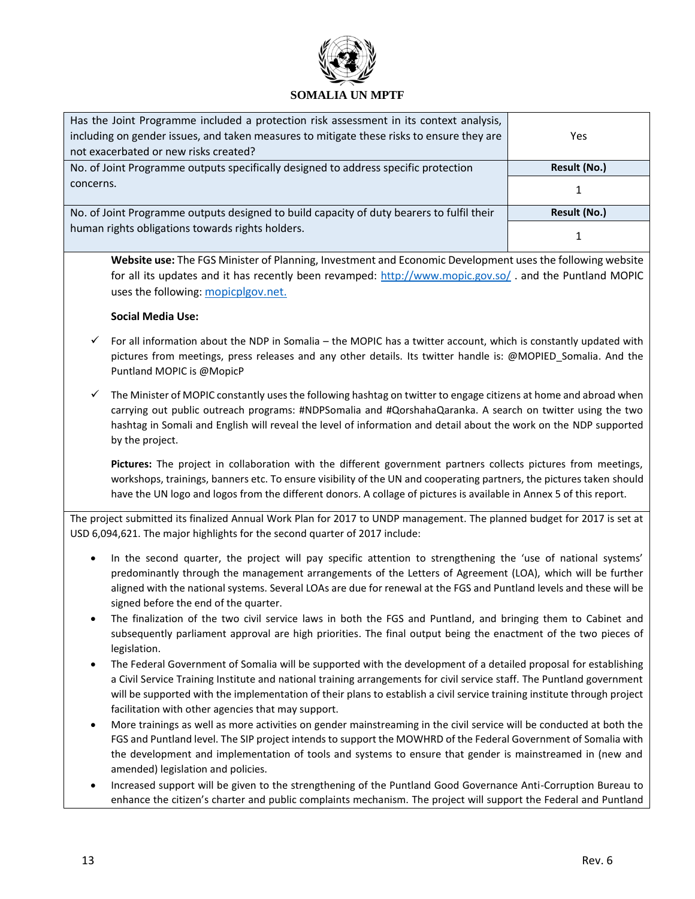| Has the Joint Programme included a protection risk assessment in its context analysis, including on gender issues, and taken measures to mitigate these risks to ensure they are not exacerbated or new risks created? | Yes |
|---|---|
| No. of Joint Programme outputs specifically designed to address specific protection concerns. | **Result (No.)** |
| | 1 |
| No. of Joint Programme outputs designed to build capacity of duty bearers to fulfil their human rights obligations towards rights holders. | **Result (No.)** |
| | 1 |

**Website use:** The FGS Minister of Planning, Investment and Economic Development uses the following website for all its updates and it has recently been revamped: http://www.mopic.gov.so/ . and the Puntland MOPIC uses the following: mopicplgov.net.

**Social Media Use:**

- ✓ For all information about the NDP in Somalia – the MOPIC has a twitter account, which is constantly updated with pictures from meetings, press releases and any other details. Its twitter handle is: @MOPIED_Somalia. And the Puntland MOPIC is @MopicP
- ✓ The Minister of MOPIC constantly uses the following hashtag on twitter to engage citizens at home and abroad when carrying out public outreach programs: #NDPSomalia and #QorshahaQaranka. A search on twitter using the two hashtag in Somali and English will reveal the level of information and detail about the work on the NDP supported by the project.

**Pictures:** The project in collaboration with the different government partners collects pictures from meetings, workshops, trainings, banners etc. To ensure visibility of the UN and cooperating partners, the pictures taken should have the UN logo and logos from the different donors. A collage of pictures is available in Annex 5 of this report.

The project submitted its finalized Annual Work Plan for 2017 to UNDP management. The planned budget for 2017 is set at USD 6,094,621. The major highlights for the second quarter of 2017 include:

- In the second quarter, the project will pay specific attention to strengthening the 'use of national systems' predominantly through the management arrangements of the Letters of Agreement (LOA), which will be further aligned with the national systems. Several LOAs are due for renewal at the FGS and Puntland levels and these will be signed before the end of the quarter.
- The finalization of the two civil service laws in both the FGS and Puntland, and bringing them to Cabinet and subsequently parliament approval are high priorities. The final output being the enactment of the two pieces of legislation.
- The Federal Government of Somalia will be supported with the development of a detailed proposal for establishing a Civil Service Training Institute and national training arrangements for civil service staff. The Puntland government will be supported with the implementation of their plans to establish a civil service training institute through project facilitation with other agencies that may support.
- More trainings as well as more activities on gender mainstreaming in the civil service will be conducted at both the FGS and Puntland level. The SIP project intends to support the MOWHRD of the Federal Government of Somalia with the development and implementation of tools and systems to ensure that gender is mainstreamed in (new and amended) legislation and policies.
- Increased support will be given to the strengthening of the Puntland Good Governance Anti-Corruption Bureau to enhance the citizen's charter and public complaints mechanism. The project will support the Federal and Puntland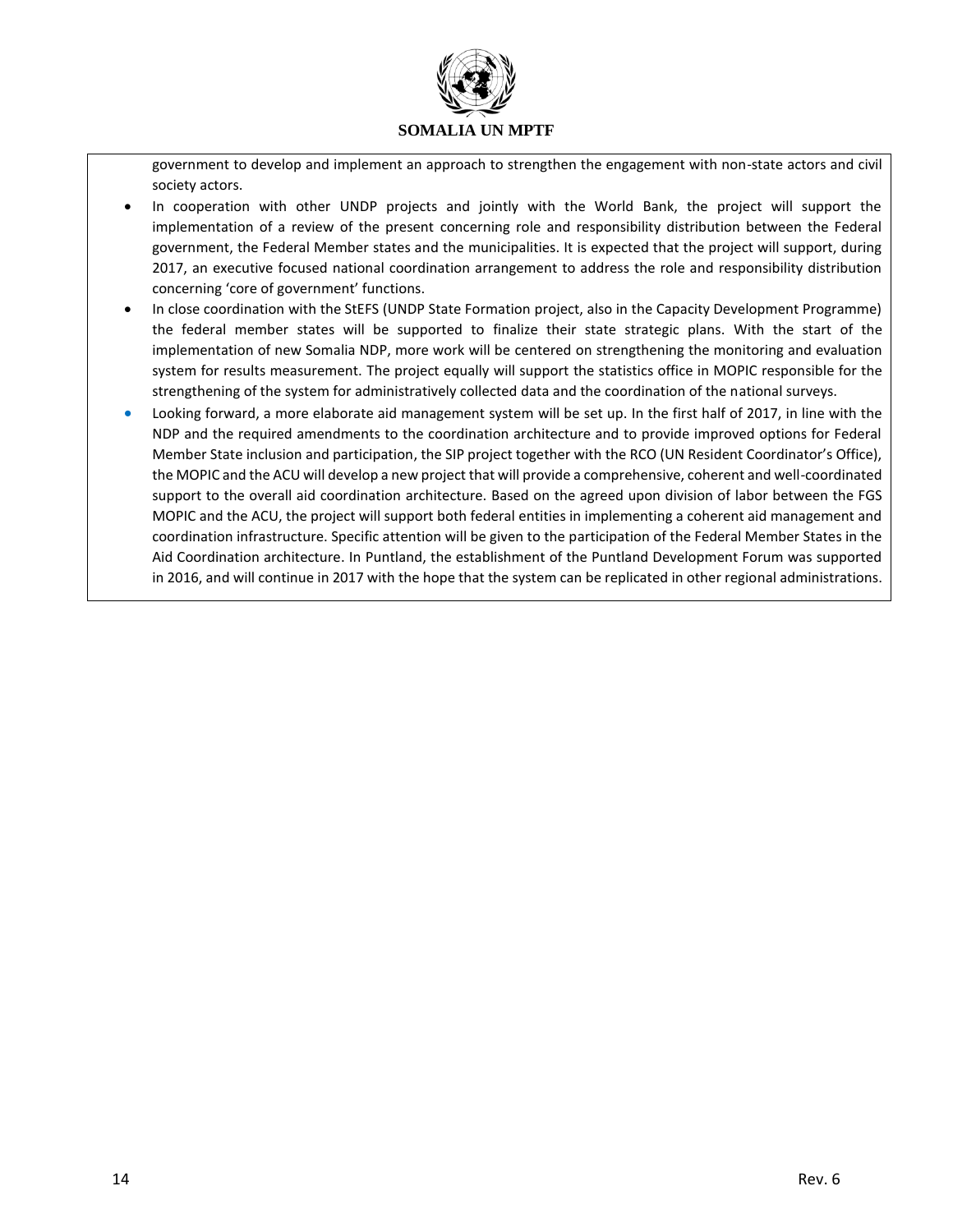government to develop and implement an approach to strengthen the engagement with non-state actors and civil society actors.

- In cooperation with other UNDP projects and jointly with the World Bank, the project will support the implementation of a review of the present concerning role and responsibility distribution between the Federal government, the Federal Member states and the municipalities. It is expected that the project will support, during 2017, an executive focused national coordination arrangement to address the role and responsibility distribution concerning 'core of government' functions.
- In close coordination with the StEFS (UNDP State Formation project, also in the Capacity Development Programme) the federal member states will be supported to finalize their state strategic plans. With the start of the implementation of new Somalia NDP, more work will be centered on strengthening the monitoring and evaluation system for results measurement. The project equally will support the statistics office in MOPIC responsible for the strengthening of the system for administratively collected data and the coordination of the national surveys.
- Looking forward, a more elaborate aid management system will be set up. In the first half of 2017, in line with the NDP and the required amendments to the coordination architecture and to provide improved options for Federal Member State inclusion and participation, the SIP project together with the RCO (UN Resident Coordinator's Office), the MOPIC and the ACU will develop a new project that will provide a comprehensive, coherent and well-coordinated support to the overall aid coordination architecture. Based on the agreed upon division of labor between the FGS MOPIC and the ACU, the project will support both federal entities in implementing a coherent aid management and coordination infrastructure. Specific attention will be given to the participation of the Federal Member States in the Aid Coordination architecture. In Puntland, the establishment of the Puntland Development Forum was supported in 2016, and will continue in 2017 with the hope that the system can be replicated in other regional administrations.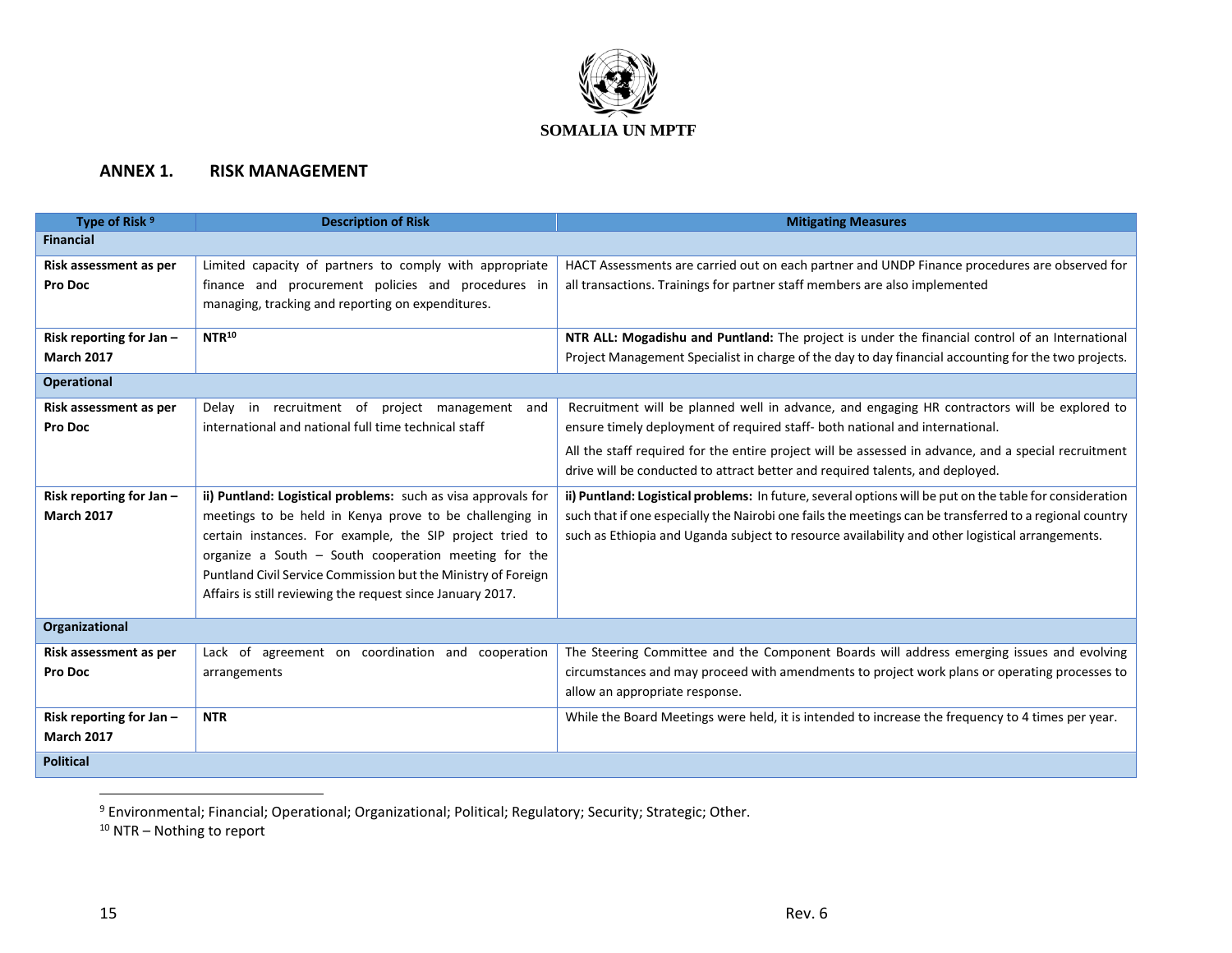SOMALIA UN MPTF

## ANNEX 1. RISK MANAGEMENT

| Type of Risk [9] | Description of Risk | Mitigating Measures |
|---|---|---|
| **Financial** | | |
| **Risk assessment as per Pro Doc** | Limited capacity of partners to comply with appropriate finance and procurement policies and procedures in managing, tracking and reporting on expenditures. | HACT Assessments are carried out on each partner and UNDP Finance procedures are observed for all transactions. Trainings for partner staff members are also implemented |
| **Risk reporting for Jan – March 2017** | **NTR**[10] | **NTR ALL: Mogadishu and Puntland:** The project is under the financial control of an International Project Management Specialist in charge of the day to day financial accounting for the two projects. |
| **Operational** | | |
| **Risk assessment as per Pro Doc** | Delay in recruitment of project management and international and national full time technical staff | Recruitment will be planned well in advance, and engaging HR contractors will be explored to ensure timely deployment of required staff- both national and international.<br>All the staff required for the entire project will be assessed in advance, and a special recruitment drive will be conducted to attract better and required talents, and deployed. |
| **Risk reporting for Jan – March 2017** | **ii) Puntland: Logistical problems:** such as visa approvals for meetings to be held in Kenya prove to be challenging in certain instances. For example, the SIP project tried to organize a South – South cooperation meeting for the Puntland Civil Service Commission but the Ministry of Foreign Affairs is still reviewing the request since January 2017. | **ii) Puntland: Logistical problems:** In future, several options will be put on the table for consideration such that if one especially the Nairobi one fails the meetings can be transferred to a regional country such as Ethiopia and Uganda subject to resource availability and other logistical arrangements. |
| **Organizational** | | |
| **Risk assessment as per Pro Doc** | Lack of agreement on coordination and cooperation arrangements | The Steering Committee and the Component Boards will address emerging issues and evolving circumstances and may proceed with amendments to project work plans or operating processes to allow an appropriate response. |
| **Risk reporting for Jan – March 2017** | **NTR** | While the Board Meetings were held, it is intended to increase the frequency to 4 times per year. |
| **Political** | | |

[9] Environmental; Financial; Operational; Organizational; Political; Regulatory; Security; Strategic; Other.

[10] NTR – Nothing to report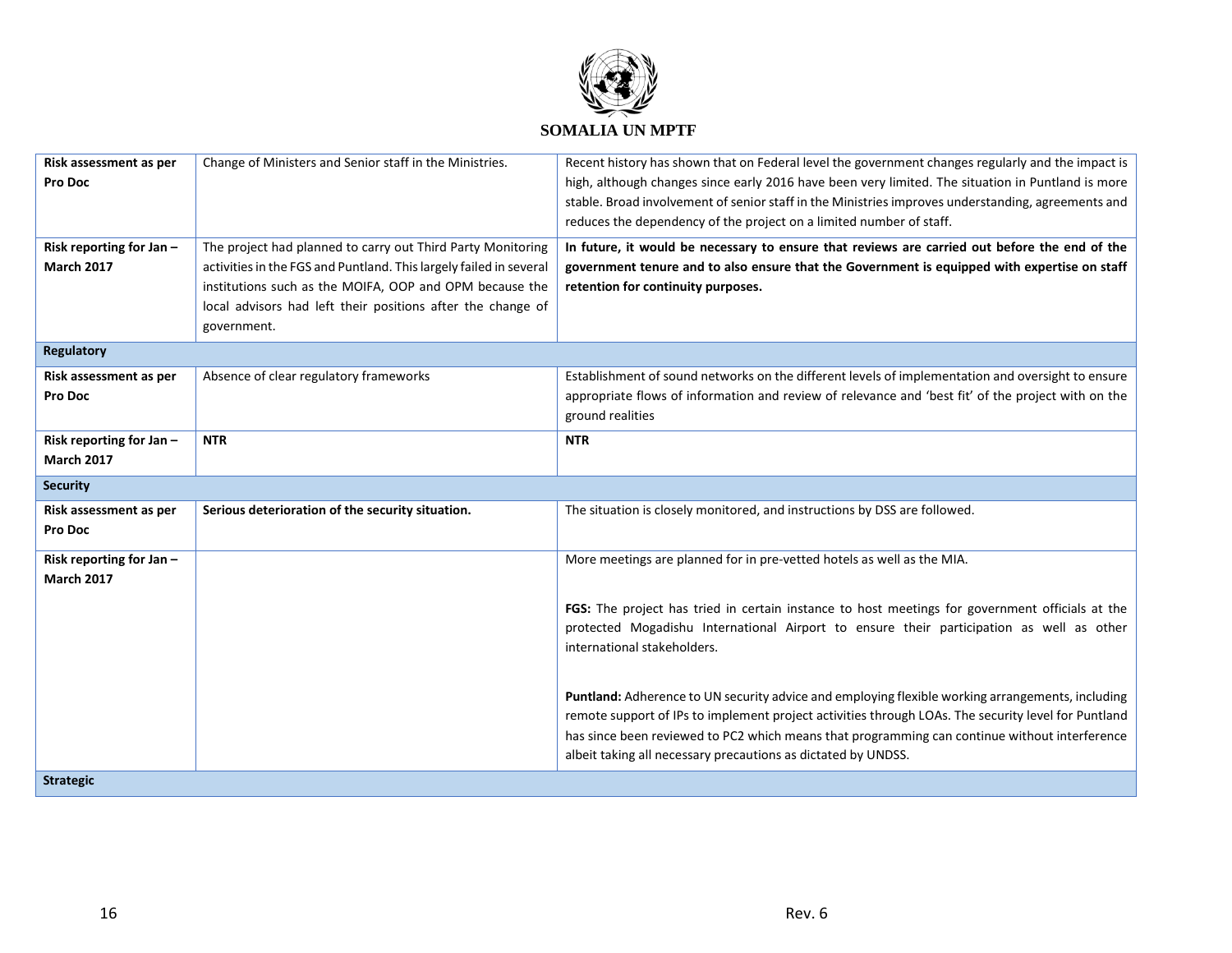| | | |
|---|---|---|
| **Risk assessment as per Pro Doc** | Change of Ministers and Senior staff in the Ministries. | Recent history has shown that on Federal level the government changes regularly and the impact is high, although changes since early 2016 have been very limited. The situation in Puntland is more stable. Broad involvement of senior staff in the Ministries improves understanding, agreements and reduces the dependency of the project on a limited number of staff. |
| **Risk reporting for Jan – March 2017** | The project had planned to carry out Third Party Monitoring activities in the FGS and Puntland. This largely failed in several institutions such as the MOIFA, OOP and OPM because the local advisors had left their positions after the change of government. | **In future, it would be necessary to ensure that reviews are carried out before the end of the government tenure and to also ensure that the Government is equipped with expertise on staff retention for continuity purposes.** |
| **Regulatory** | | |
| **Risk assessment as per Pro Doc** | Absence of clear regulatory frameworks | Establishment of sound networks on the different levels of implementation and oversight to ensure appropriate flows of information and review of relevance and 'best fit' of the project with on the ground realities |
| **Risk reporting for Jan – March 2017** | **NTR** | **NTR** |
| **Security** | | |
| **Risk assessment as per Pro Doc** | **Serious deterioration of the security situation.** | The situation is closely monitored, and instructions by DSS are followed. |
| **Risk reporting for Jan – March 2017** | | More meetings are planned for in pre-vetted hotels as well as the MIA.<br><br>**FGS:** The project has tried in certain instance to host meetings for government officials at the protected Mogadishu International Airport to ensure their participation as well as other international stakeholders.<br><br>**Puntland:** Adherence to UN security advice and employing flexible working arrangements, including remote support of IPs to implement project activities through LOAs. The security level for Puntland has since been reviewed to PC2 which means that programming can continue without interference albeit taking all necessary precautions as dictated by UNDSS. |
| **Strategic** | | |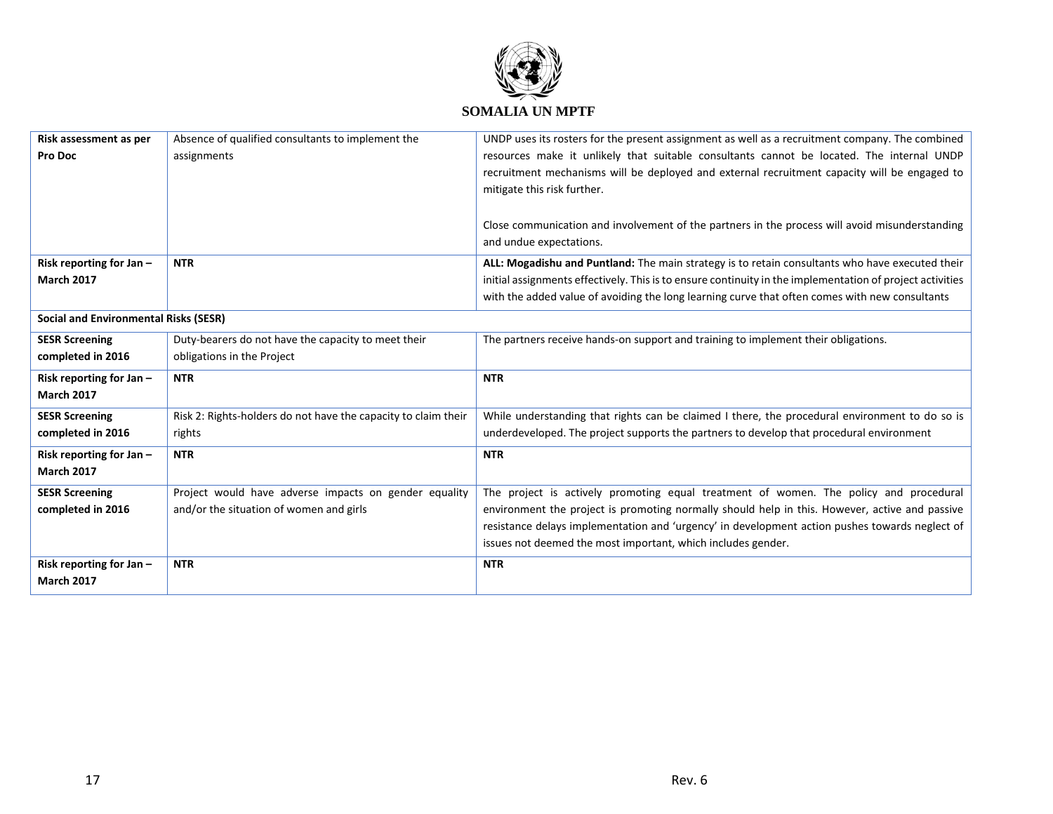| | | |
|---|---|---|
| **Risk assessment as per Pro Doc** | Absence of qualified consultants to implement the assignments | UNDP uses its rosters for the present assignment as well as a recruitment company. The combined resources make it unlikely that suitable consultants cannot be located. The internal UNDP recruitment mechanisms will be deployed and external recruitment capacity will be engaged to mitigate this risk further.<br><br>Close communication and involvement of the partners in the process will avoid misunderstanding and undue expectations. |
| **Risk reporting for Jan – March 2017** | **NTR** | **ALL: Mogadishu and Puntland:** The main strategy is to retain consultants who have executed their initial assignments effectively. This is to ensure continuity in the implementation of project activities with the added value of avoiding the long learning curve that often comes with new consultants |
| **Social and Environmental Risks (SESR)** | | |
| **SESR Screening completed in 2016** | Duty-bearers do not have the capacity to meet their obligations in the Project | The partners receive hands-on support and training to implement their obligations. |
| **Risk reporting for Jan – March 2017** | **NTR** | **NTR** |
| **SESR Screening completed in 2016** | Risk 2: Rights-holders do not have the capacity to claim their rights | While understanding that rights can be claimed I there, the procedural environment to do so is underdeveloped. The project supports the partners to develop that procedural environment |
| **Risk reporting for Jan – March 2017** | **NTR** | **NTR** |
| **SESR Screening completed in 2016** | Project would have adverse impacts on gender equality and/or the situation of women and girls | The project is actively promoting equal treatment of women. The policy and procedural environment the project is promoting normally should help in this. However, active and passive resistance delays implementation and 'urgency' in development action pushes towards neglect of issues not deemed the most important, which includes gender. |
| **Risk reporting for Jan – March 2017** | **NTR** | **NTR** |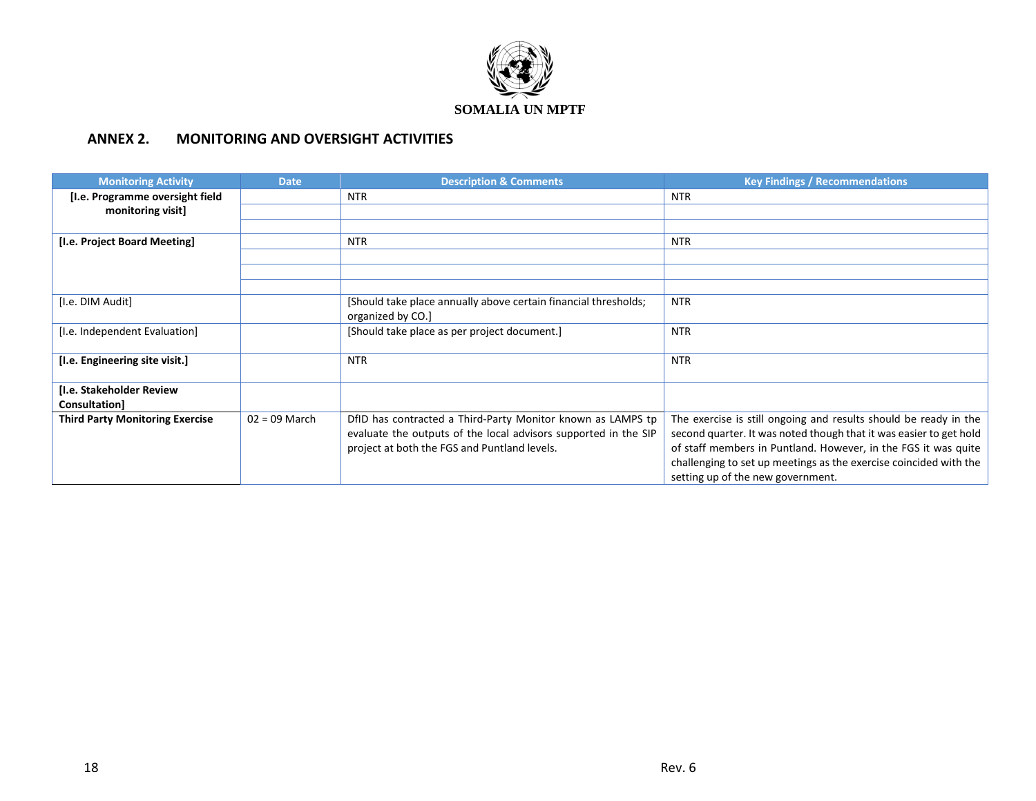**SOMALIA UN MPTF**

## ANNEX 2. MONITORING AND OVERSIGHT ACTIVITIES

| Monitoring Activity | Date | Description & Comments | Key Findings / Recommendations |
|---|---|---|---|
| **[I.e. Programme oversight field monitoring visit]** | | NTR | NTR |
| | | | |
| | | | |
| **[I.e. Project Board Meeting]** | | NTR | NTR |
| | | | |
| | | | |
| | | | |
| [I.e. DIM Audit] | | [Should take place annually above certain financial thresholds; organized by CO.] | NTR |
| [I.e. Independent Evaluation] | | [Should take place as per project document.] | NTR |
| **[I.e. Engineering site visit.]** | | NTR | NTR |
| **[I.e. Stakeholder Review Consultation]** | | | |
| **Third Party Monitoring Exercise** | 02 = 09 March | DfID has contracted a Third-Party Monitor known as LAMPS tp evaluate the outputs of the local advisors supported in the SIP project at both the FGS and Puntland levels. | The exercise is still ongoing and results should be ready in the second quarter. It was noted though that it was easier to get hold of staff members in Puntland. However, in the FGS it was quite challenging to set up meetings as the exercise coincided with the setting up of the new government. |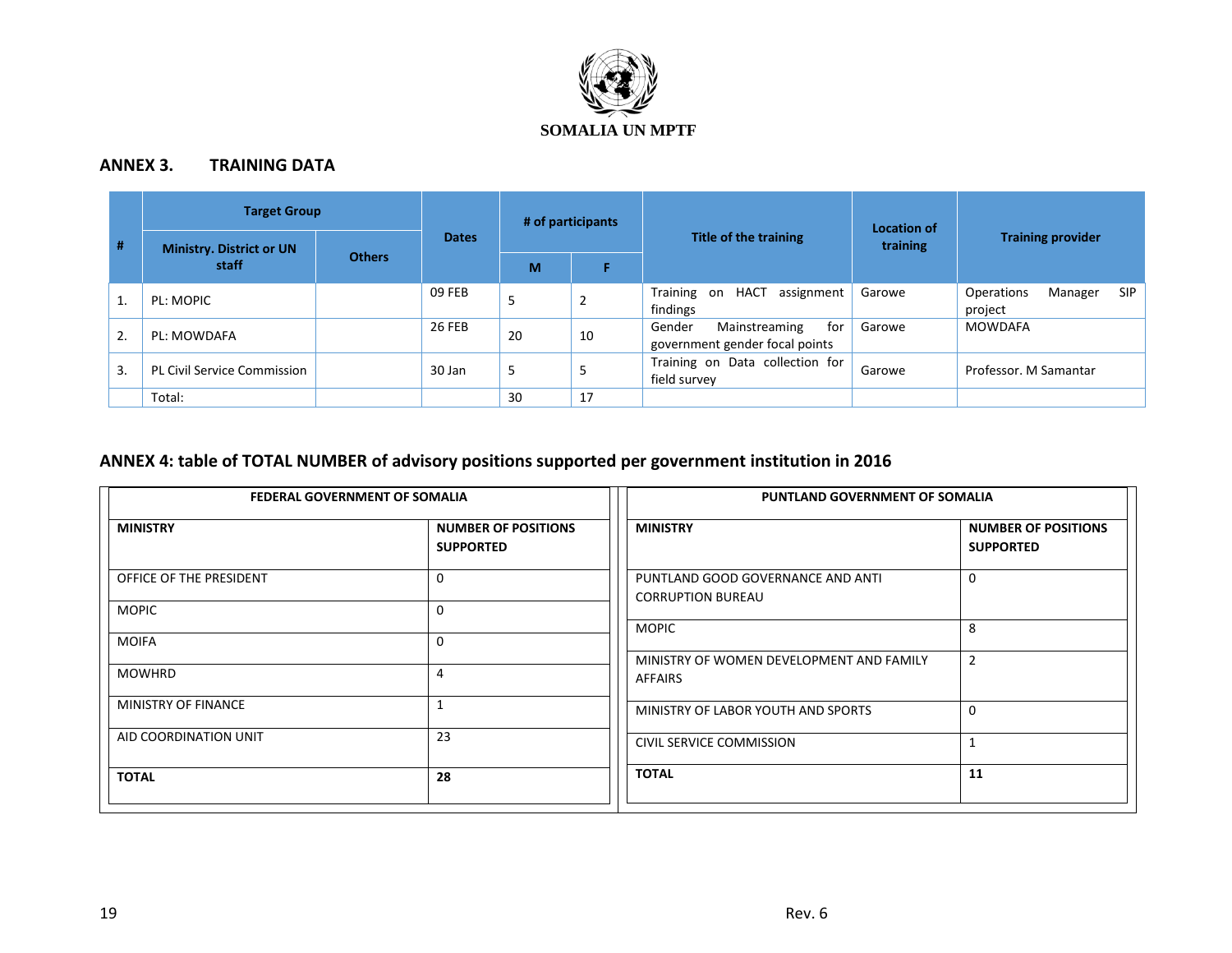SOMALIA UN MPTF

## ANNEX 3. TRAINING DATA

| # | Target Group | | Dates | # of participants | | Title of the training | Location of training | Training provider |
|---|---|---|---|---|---|---|---|---|
| | Ministry. District or UN staff | Others | | M | F | | | |
| 1. | PL: MOPIC | | 09 FEB | 5 | 2 | Training on HACT assignment findings | Garowe | Operations Manager SIP project |
| 2. | PL: MOWDAFA | | 26 FEB | 20 | 10 | Gender Mainstreaming for government gender focal points | Garowe | MOWDAFA |
| 3. | PL Civil Service Commission | | 30 Jan | 5 | 5 | Training on Data collection for field survey | Garowe | Professor. M Samantar |
| | Total: | | | 30 | 17 | | | |

## ANNEX 4: table of TOTAL NUMBER of advisory positions supported per government institution in 2016

| FEDERAL GOVERNMENT OF SOMALIA | |
|---|---|
| **MINISTRY** | **NUMBER OF POSITIONS SUPPORTED** |
| OFFICE OF THE PRESIDENT | 0 |
| MOPIC | 0 |
| MOIFA | 0 |
| MOWHRD | 4 |
| MINISTRY OF FINANCE | 1 |
| AID COORDINATION UNIT | 23 |
| **TOTAL** | **28** |

| PUNTLAND GOVERNMENT OF SOMALIA | |
|---|---|
| **MINISTRY** | **NUMBER OF POSITIONS SUPPORTED** |
| PUNTLAND GOOD GOVERNANCE AND ANTI CORRUPTION BUREAU | 0 |
| MOPIC | 8 |
| MINISTRY OF WOMEN DEVELOPMENT AND FAMILY AFFAIRS | 2 |
| MINISTRY OF LABOR YOUTH AND SPORTS | 0 |
| CIVIL SERVICE COMMISSION | 1 |
| **TOTAL** | **11** |